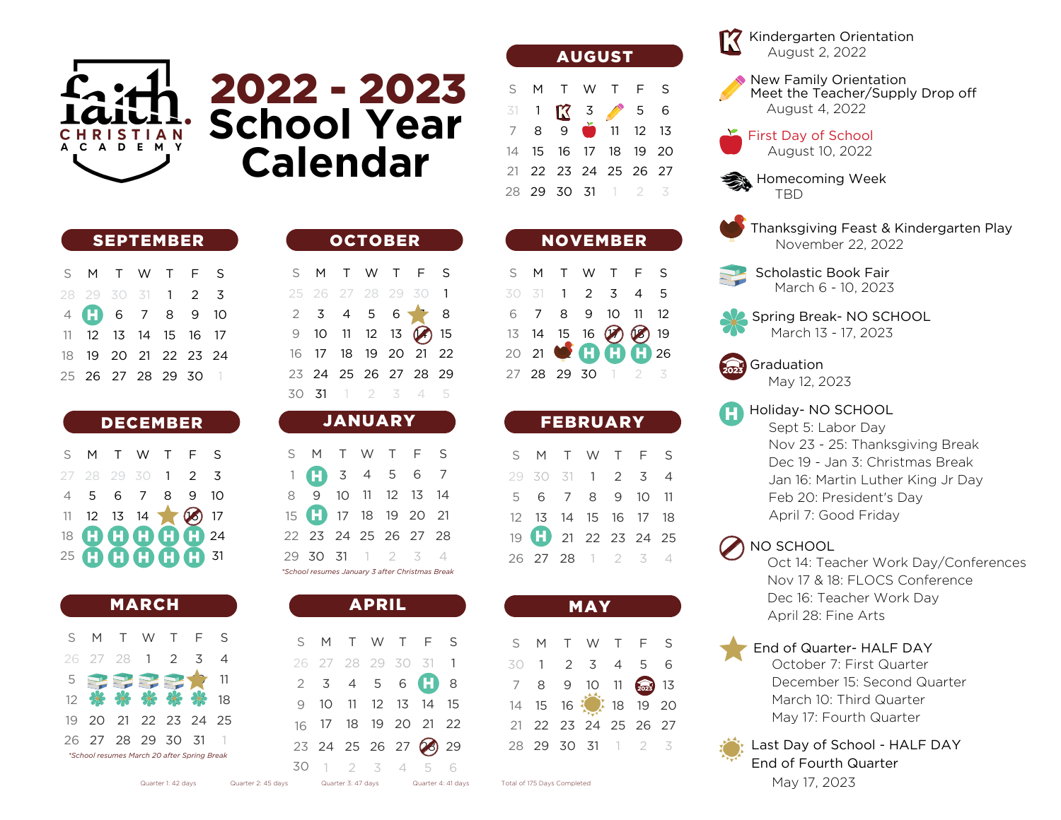# Faith Christian Academy

# 2022 - 2023 School Year Calendar

## AUGUST

| S | M | T | W | T | F | S |
|---|---|---|---|---|---|---|
| 31 | 1 | 2 (Kindergarten Orientation) | 3 | 4 (New Family Orientation) | 5 | 6 |
| 7 | 8 | 9 | 10 (First Day of School) | 11 | 12 | 13 |
| 14 | 15 | 16 | 17 | 18 | 19 | 20 |
| 21 | 22 | 23 | 24 | 25 | 26 | 27 |
| 28 | 29 | 30 | 31 | 1 | 2 | 3 |

## SEPTEMBER

| S | M | T | W | T | F | S |
|---|---|---|---|---|---|---|
| 28 | 29 | 30 | 31 | 1 | 2 | 3 |
| 4 | H | 6 | 7 | 8 | 9 | 10 |
| 11 | 12 | 13 | 14 | 15 | 16 | 17 |
| 18 | 19 | 20 | 21 | 22 | 23 | 24 |
| 25 | 26 | 27 | 28 | 29 | 30 | 1 |

## OCTOBER

| S | M | T | W | T | F | S |
|---|---|---|---|---|---|---|
| 25 | 26 | 27 | 28 | 29 | 30 | 1 |
| 2 | 3 | 4 | 5 | 6 | 7 (End of Quarter) | 8 |
| 9 | 10 | 11 | 12 | 13 | 14 (No School) | 15 |
| 16 | 17 | 18 | 19 | 20 | 21 | 22 |
| 23 | 24 | 25 | 26 | 27 | 28 | 29 |
| 30 | 31 | 1 | 2 | 3 | 4 | 5 |

## NOVEMBER

| S | M | T | W | T | F | S |
|---|---|---|---|---|---|---|
| 30 | 31 | 1 | 2 | 3 | 4 | 5 |
| 6 | 7 | 8 | 9 | 10 | 11 | 12 |
| 13 | 14 | 15 | 16 | 17 (No School) | 18 (No School) | 19 |
| 20 | 21 | 22 (Thanksgiving Feast) | H | H | H | 26 |
| 27 | 28 | 29 | 30 | 1 | 2 | 3 |

## DECEMBER

| S | M | T | W | T | F | S |
|---|---|---|---|---|---|---|
| 27 | 28 | 29 | 30 | 1 | 2 | 3 |
| 4 | 5 | 6 | 7 | 8 | 9 | 10 |
| 11 | 12 | 13 | 14 | 15 (End of Quarter) | 16 (No School) | 17 |
| 18 | H | H | H | H | H | 24 |
| 25 | H | H | H | H | H | 31 |

## JANUARY

| S | M | T | W | T | F | S |
|---|---|---|---|---|---|---|
| 1 | H | 3 | 4 | 5 | 6 | 7 |
| 8 | 9 | 10 | 11 | 12 | 13 | 14 |
| 15 | H | 17 | 18 | 19 | 20 | 21 |
| 22 | 23 | 24 | 25 | 26 | 27 | 28 |
| 29 | 30 | 31 | 1 | 2 | 3 | 4 |

*School resumes January 3 after Christmas Break*

## FEBRUARY

| S | M | T | W | T | F | S |
|---|---|---|---|---|---|---|
| 29 | 30 | 31 | 1 | 2 | 3 | 4 |
| 5 | 6 | 7 | 8 | 9 | 10 | 11 |
| 12 | 13 | 14 | 15 | 16 | 17 | 18 |
| 19 | H | 21 | 22 | 23 | 24 | 25 |
| 26 | 27 | 28 | 1 | 2 | 3 | 4 |

## MARCH

| S | M | T | W | T | F | S |
|---|---|---|---|---|---|---|
| 26 | 27 | 28 | 1 | 2 | 3 | 4 |
| 5 | 6 (Book Fair) | 7 (Book Fair) | 8 (Book Fair) | 9 (Book Fair) | 10 (End of Quarter) | 11 |
| 12 | 13 (Spring Break) | 14 (Spring Break) | 15 (Spring Break) | 16 (Spring Break) | 17 (Spring Break) | 18 |
| 19 | 20 | 21 | 22 | 23 | 24 | 25 |
| 26 | 27 | 28 | 29 | 30 | 31 | 1 |

*School resumes March 20 after Spring Break*

## APRIL

| S | M | T | W | T | F | S |
|---|---|---|---|---|---|---|
| 26 | 27 | 28 | 29 | 30 | 31 | 1 |
| 2 | 3 | 4 | 5 | 6 | H | 8 |
| 9 | 10 | 11 | 12 | 13 | 14 | 15 |
| 16 | 17 | 18 | 19 | 20 | 21 | 22 |
| 23 | 24 | 25 | 26 | 27 | 28 (No School) | 29 |
| 30 | 1 | 2 | 3 | 4 | 5 | 6 |

## MAY

| S | M | T | W | T | F | S |
|---|---|---|---|---|---|---|
| 30 | 1 | 2 | 3 | 4 | 5 | 6 |
| 7 | 8 | 9 | 10 | 11 | 12 (Graduation) | 13 |
| 14 | 15 | 16 | 17 (Last Day of School) | 18 | 19 | 20 |
| 21 | 22 | 23 | 24 | 25 | 26 | 27 |
| 28 | 29 | 30 | 31 | 1 | 2 | 3 |

Quarter 1: 42 days | Quarter 2: 45 days | Quarter 3: 47 days | Quarter 4: 41 days | Total of 175 Days Completed

## Key

**Kindergarten Orientation**
August 2, 2022

**New Family Orientation**
**Meet the Teacher/Supply Drop off**
August 4, 2022

**First Day of School**
August 10, 2022

**Homecoming Week**
TBD

**Thanksgiving Feast & Kindergarten Play**
November 22, 2022

**Scholastic Book Fair**
March 6 - 10, 2023

**Spring Break- NO SCHOOL**
March 13 - 17, 2023

**Graduation**
May 12, 2023

**Holiday- NO SCHOOL**
- Sept 5: Labor Day
- Nov 23 - 25: Thanksgiving Break
- Dec 19 - Jan 3: Christmas Break
- Jan 16: Martin Luther King Jr Day
- Feb 20: President's Day
- April 7: Good Friday

**NO SCHOOL**
- Oct 14: Teacher Work Day/Conferences
- Nov 17 & 18: FLOCS Conference
- Dec 16: Teacher Work Day
- April 28: Fine Arts

**End of Quarter- HALF DAY**
- October 7: First Quarter
- December 15: Second Quarter
- March 10: Third Quarter
- May 17: Fourth Quarter

**Last Day of School - HALF DAY**
**End of Fourth Quarter**
May 17, 2023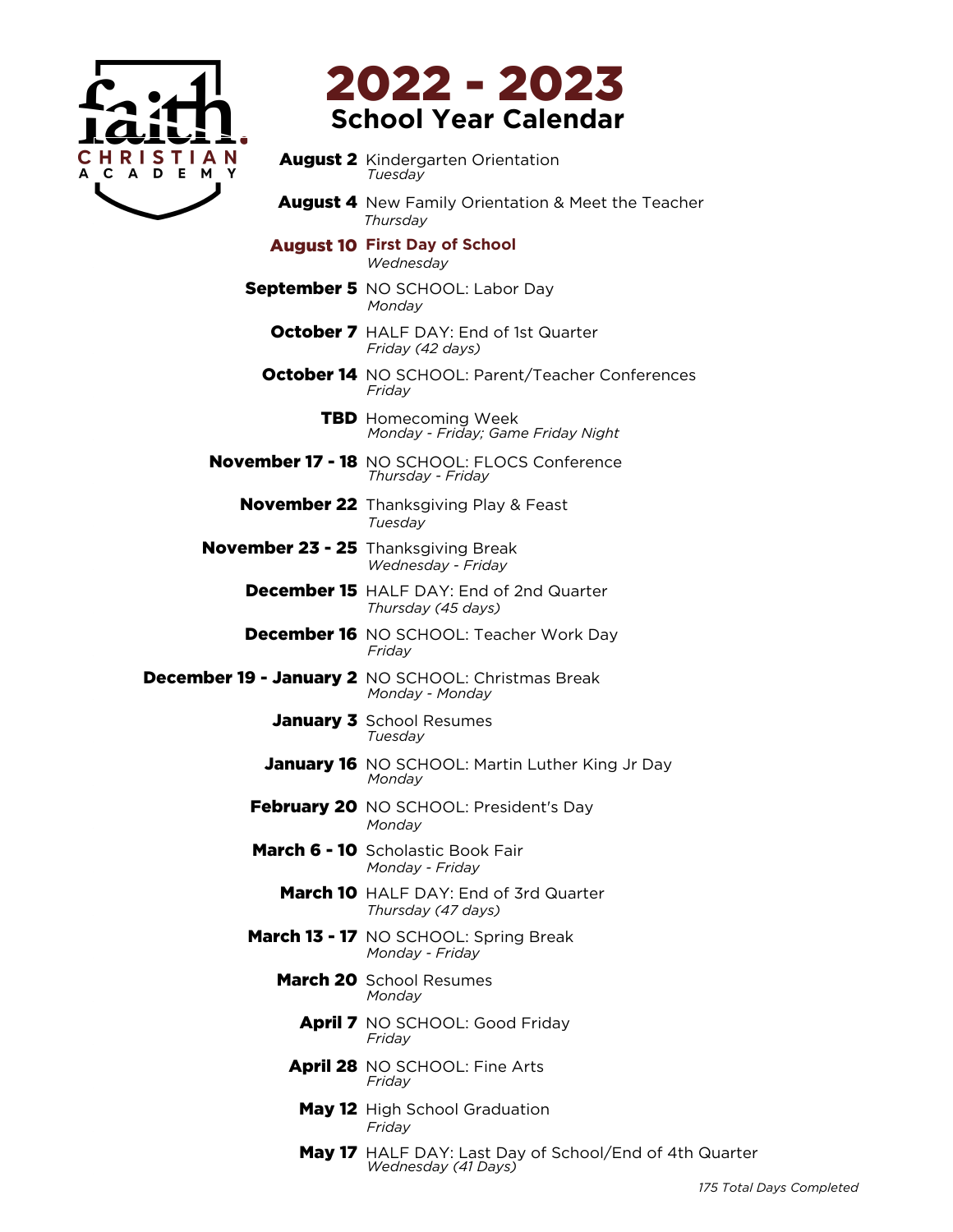faith.
CHRISTIAN
ACADEMY

# 2022 - 2023
## School Year Calendar

**August 2** Kindergarten Orientation
*Tuesday*

**August 4** New Family Orientation & Meet the Teacher
*Thursday*

**August 10** **First Day of School**
*Wednesday*

**September 5** NO SCHOOL: Labor Day
*Monday*

**October 7** HALF DAY: End of 1st Quarter
*Friday (42 days)*

**October 14** NO SCHOOL: Parent/Teacher Conferences
*Friday*

**TBD** Homecoming Week
*Monday - Friday; Game Friday Night*

**November 17 - 18** NO SCHOOL: FLOCS Conference
*Thursday - Friday*

**November 22** Thanksgiving Play & Feast
*Tuesday*

**November 23 - 25** Thanksgiving Break
*Wednesday - Friday*

**December 15** HALF DAY: End of 2nd Quarter
*Thursday (45 days)*

**December 16** NO SCHOOL: Teacher Work Day
*Friday*

**December 19 - January 2** NO SCHOOL: Christmas Break
*Monday - Monday*

**January 3** School Resumes
*Tuesday*

**January 16** NO SCHOOL: Martin Luther King Jr Day
*Monday*

**February 20** NO SCHOOL: President's Day
*Monday*

**March 6 - 10** Scholastic Book Fair
*Monday - Friday*

**March 10** HALF DAY: End of 3rd Quarter
*Thursday (47 days)*

**March 13 - 17** NO SCHOOL: Spring Break
*Monday - Friday*

**March 20** School Resumes
*Monday*

**April 7** NO SCHOOL: Good Friday
*Friday*

**April 28** NO SCHOOL: Fine Arts
*Friday*

**May 12** High School Graduation
*Friday*

**May 17** HALF DAY: Last Day of School/End of 4th Quarter
*Wednesday (41 Days)*

*175 Total Days Completed*